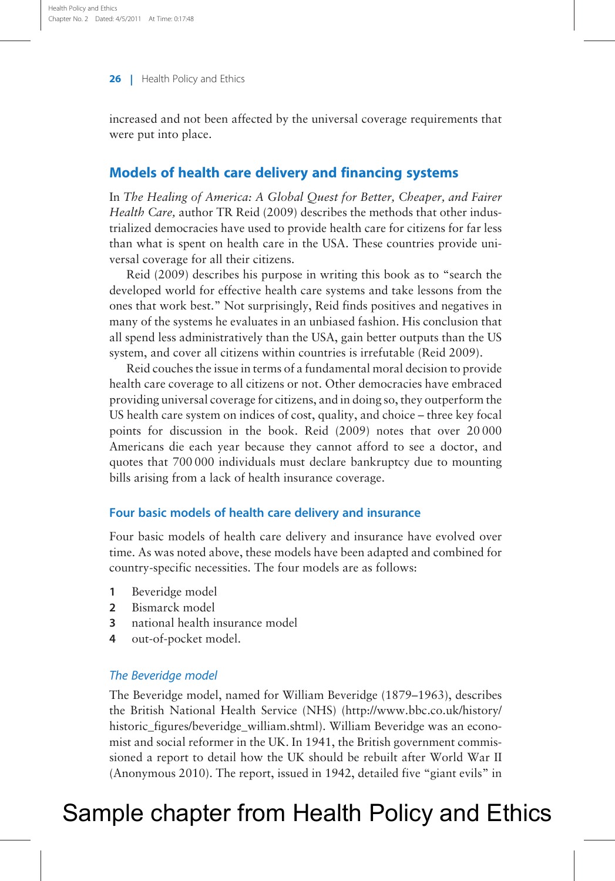increased and not been affected by the universal coverage requirements that were put into place.

## Models of health care delivery and financing systems

In *The Healing of America: A Global Quest for Better, Cheaper, and Fairer Health Care,* author TR Reid (2009) describes the methods that other industrialized democracies have used to provide health care for citizens for far less than what is spent on health care in the USA. These countries provide universal coverage for all their citizens.

Reid (2009) describes his purpose in writing this book as to "search the developed world for effective health care systems and take lessons from the ones that work best." Not surprisingly, Reid finds positives and negatives in many of the systems he evaluates in an unbiased fashion. His conclusion that all spend less administratively than the USA, gain better outputs than the US system, and cover all citizens within countries is irrefutable (Reid 2009).

Reid couches the issue in terms of a fundamental moral decision to provide health care coverage to all citizens or not. Other democracies have embraced providing universal coverage for citizens, and in doing so, they outperform the US health care system on indices of cost, quality, and choice – three key focal points for discussion in the book. Reid (2009) notes that over 20 000 Americans die each year because they cannot afford to see a doctor, and quotes that 700 000 individuals must declare bankruptcy due to mounting bills arising from a lack of health insurance coverage.

### Four basic models of health care delivery and insurance

Four basic models of health care delivery and insurance have evolved over time. As was noted above, these models have been adapted and combined for country-specific necessities. The four models are as follows:

1. Beveridge model
2. Bismarck model
3. national health insurance model
4. out-of-pocket model.

#### *The Beveridge model*

The Beveridge model, named for William Beveridge (1879–1963), describes the British National Health Service (NHS) (http://www.bbc.co.uk/history/historic_figures/beveridge_william.shtml). William Beveridge was an economist and social reformer in the UK. In 1941, the British government commissioned a report to detail how the UK should be rebuilt after World War II (Anonymous 2010). The report, issued in 1942, detailed five "giant evils" in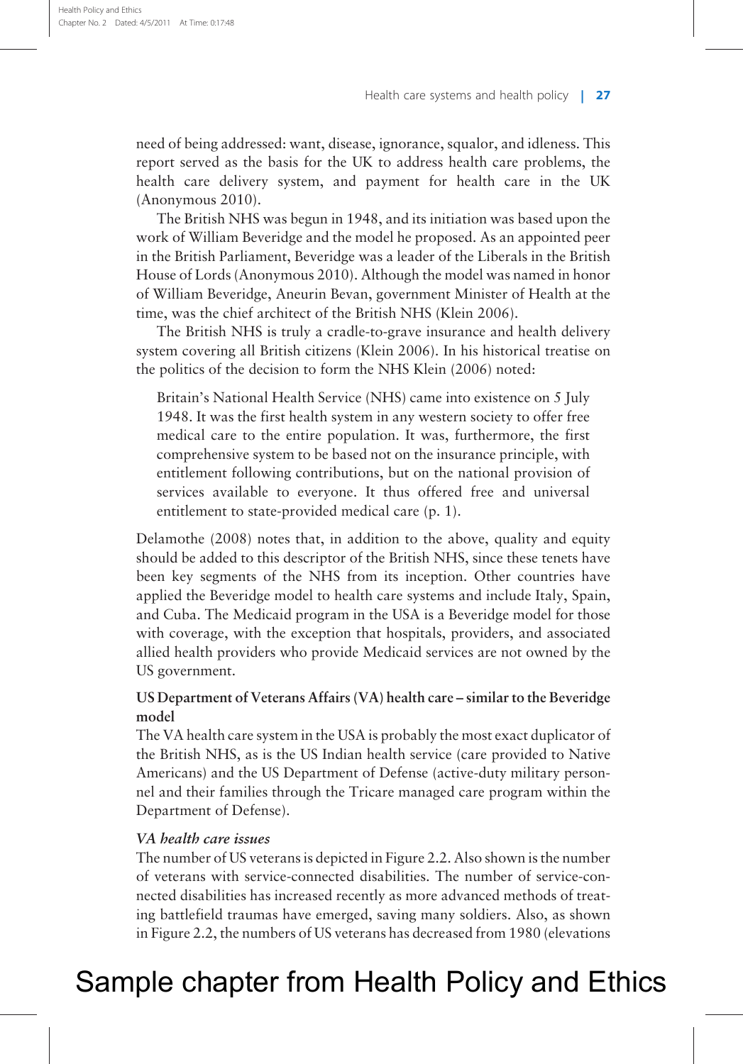need of being addressed: want, disease, ignorance, squalor, and idleness. This report served as the basis for the UK to address health care problems, the health care delivery system, and payment for health care in the UK (Anonymous 2010).

The British NHS was begun in 1948, and its initiation was based upon the work of William Beveridge and the model he proposed. As an appointed peer in the British Parliament, Beveridge was a leader of the Liberals in the British House of Lords (Anonymous 2010). Although the model was named in honor of William Beveridge, Aneurin Bevan, government Minister of Health at the time, was the chief architect of the British NHS (Klein 2006).

The British NHS is truly a cradle-to-grave insurance and health delivery system covering all British citizens (Klein 2006). In his historical treatise on the politics of the decision to form the NHS Klein (2006) noted:

> Britain's National Health Service (NHS) came into existence on 5 July 1948. It was the first health system in any western society to offer free medical care to the entire population. It was, furthermore, the first comprehensive system to be based not on the insurance principle, with entitlement following contributions, but on the national provision of services available to everyone. It thus offered free and universal entitlement to state-provided medical care (p. 1).

Delamothe (2008) notes that, in addition to the above, quality and equity should be added to this descriptor of the British NHS, since these tenets have been key segments of the NHS from its inception. Other countries have applied the Beveridge model to health care systems and include Italy, Spain, and Cuba. The Medicaid program in the USA is a Beveridge model for those with coverage, with the exception that hospitals, providers, and associated allied health providers who provide Medicaid services are not owned by the US government.

**US Department of Veterans Affairs (VA) health care – similar to the Beveridge model**

The VA health care system in the USA is probably the most exact duplicator of the British NHS, as is the US Indian health service (care provided to Native Americans) and the US Department of Defense (active-duty military personnel and their families through the Tricare managed care program within the Department of Defense).

***VA health care issues***

The number of US veterans is depicted in Figure 2.2. Also shown is the number of veterans with service-connected disabilities. The number of service-connected disabilities has increased recently as more advanced methods of treating battlefield traumas have emerged, saving many soldiers. Also, as shown in Figure 2.2, the numbers of US veterans has decreased from 1980 (elevations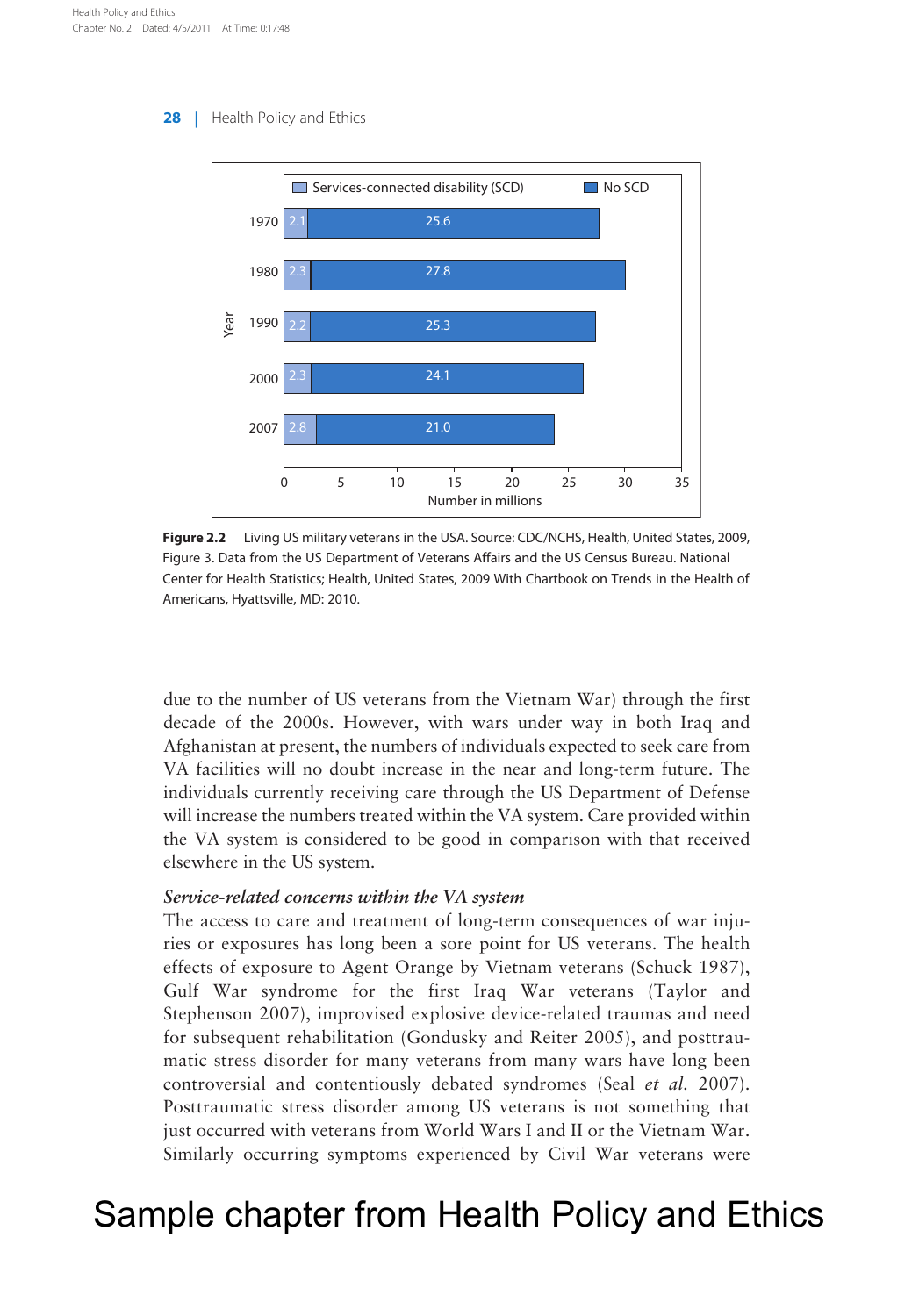| Year | Services-connected disability (SCD) | No SCD |
|---|---|---|
| 1970 | 2.1 | 25.6 |
| 1980 | 2.3 | 27.8 |
| 1990 | 2.2 | 25.3 |
| 2000 | 2.3 | 24.1 |
| 2007 | 2.8 | 21.0 |

Number in millions

**Figure 2.2** Living US military veterans in the USA. Source: CDC/NCHS, Health, United States, 2009, Figure 3. Data from the US Department of Veterans Affairs and the US Census Bureau. National Center for Health Statistics; Health, United States, 2009 With Chartbook on Trends in the Health of Americans, Hyattsville, MD: 2010.

due to the number of US veterans from the Vietnam War) through the first decade of the 2000s. However, with wars under way in both Iraq and Afghanistan at present, the numbers of individuals expected to seek care from VA facilities will no doubt increase in the near and long-term future. The individuals currently receiving care through the US Department of Defense will increase the numbers treated within the VA system. Care provided within the VA system is considered to be good in comparison with that received elsewhere in the US system.

### *Service-related concerns within the VA system*

The access to care and treatment of long-term consequences of war injuries or exposures has long been a sore point for US veterans. The health effects of exposure to Agent Orange by Vietnam veterans (Schuck 1987), Gulf War syndrome for the first Iraq War veterans (Taylor and Stephenson 2007), improvised explosive device-related traumas and need for subsequent rehabilitation (Gondusky and Reiter 2005), and posttraumatic stress disorder for many veterans from many wars have long been controversial and contentiously debated syndromes (Seal *et al.* 2007). Posttraumatic stress disorder among US veterans is not something that just occurred with veterans from World Wars I and II or the Vietnam War. Similarly occurring symptoms experienced by Civil War veterans were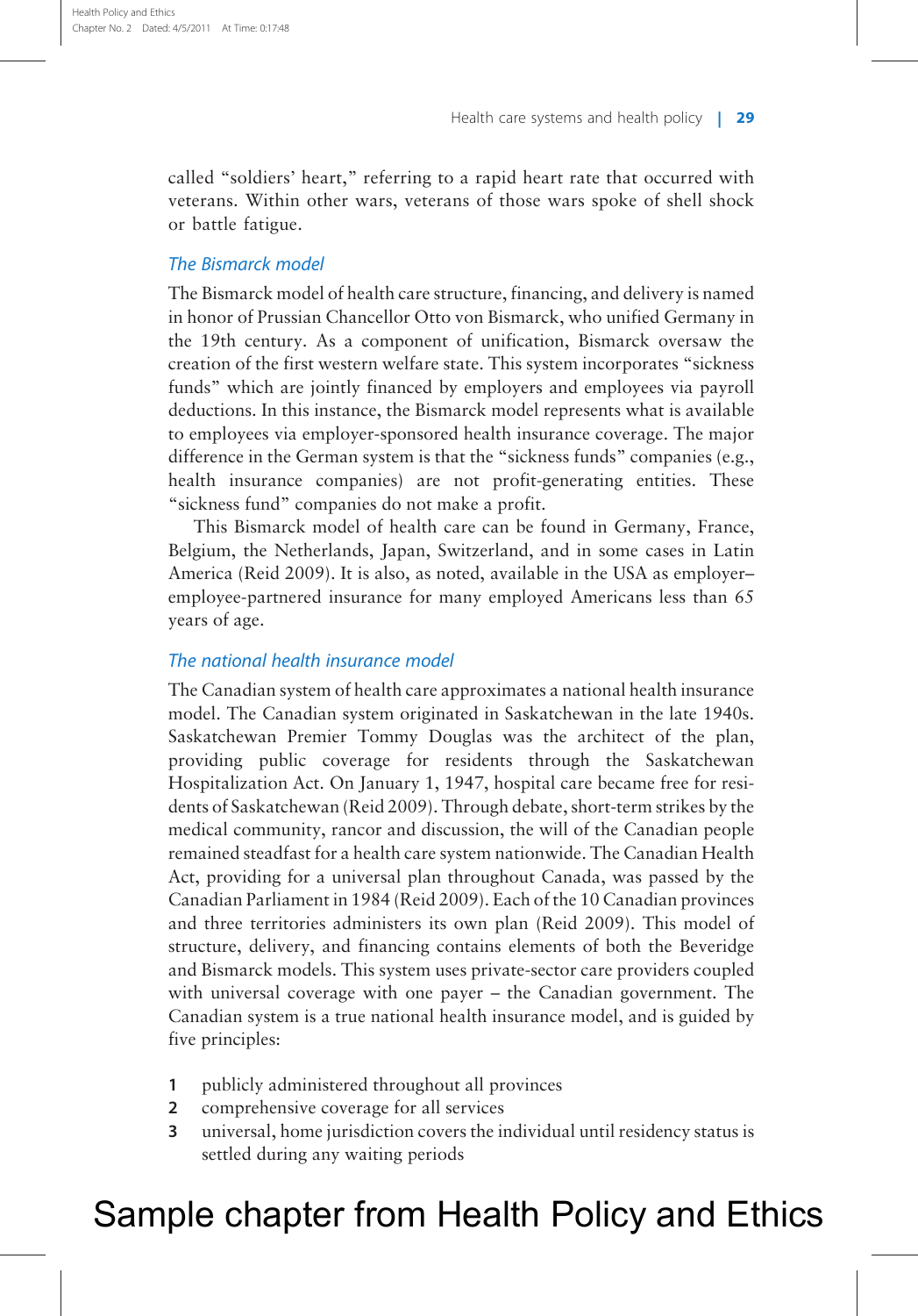called "soldiers' heart," referring to a rapid heart rate that occurred with veterans. Within other wars, veterans of those wars spoke of shell shock or battle fatigue.

### *The Bismarck model*

The Bismarck model of health care structure, financing, and delivery is named in honor of Prussian Chancellor Otto von Bismarck, who unified Germany in the 19th century. As a component of unification, Bismarck oversaw the creation of the first western welfare state. This system incorporates "sickness funds" which are jointly financed by employers and employees via payroll deductions. In this instance, the Bismarck model represents what is available to employees via employer-sponsored health insurance coverage. The major difference in the German system is that the "sickness funds" companies (e.g., health insurance companies) are not profit-generating entities. These "sickness fund" companies do not make a profit.

This Bismarck model of health care can be found in Germany, France, Belgium, the Netherlands, Japan, Switzerland, and in some cases in Latin America (Reid 2009). It is also, as noted, available in the USA as employer–employee-partnered insurance for many employed Americans less than 65 years of age.

### *The national health insurance model*

The Canadian system of health care approximates a national health insurance model. The Canadian system originated in Saskatchewan in the late 1940s. Saskatchewan Premier Tommy Douglas was the architect of the plan, providing public coverage for residents through the Saskatchewan Hospitalization Act. On January 1, 1947, hospital care became free for residents of Saskatchewan (Reid 2009). Through debate, short-term strikes by the medical community, rancor and discussion, the will of the Canadian people remained steadfast for a health care system nationwide. The Canadian Health Act, providing for a universal plan throughout Canada, was passed by the Canadian Parliament in 1984 (Reid 2009). Each of the 10 Canadian provinces and three territories administers its own plan (Reid 2009). This model of structure, delivery, and financing contains elements of both the Beveridge and Bismarck models. This system uses private-sector care providers coupled with universal coverage with one payer – the Canadian government. The Canadian system is a true national health insurance model, and is guided by five principles:

1. publicly administered throughout all provinces
2. comprehensive coverage for all services
3. universal, home jurisdiction covers the individual until residency status is settled during any waiting periods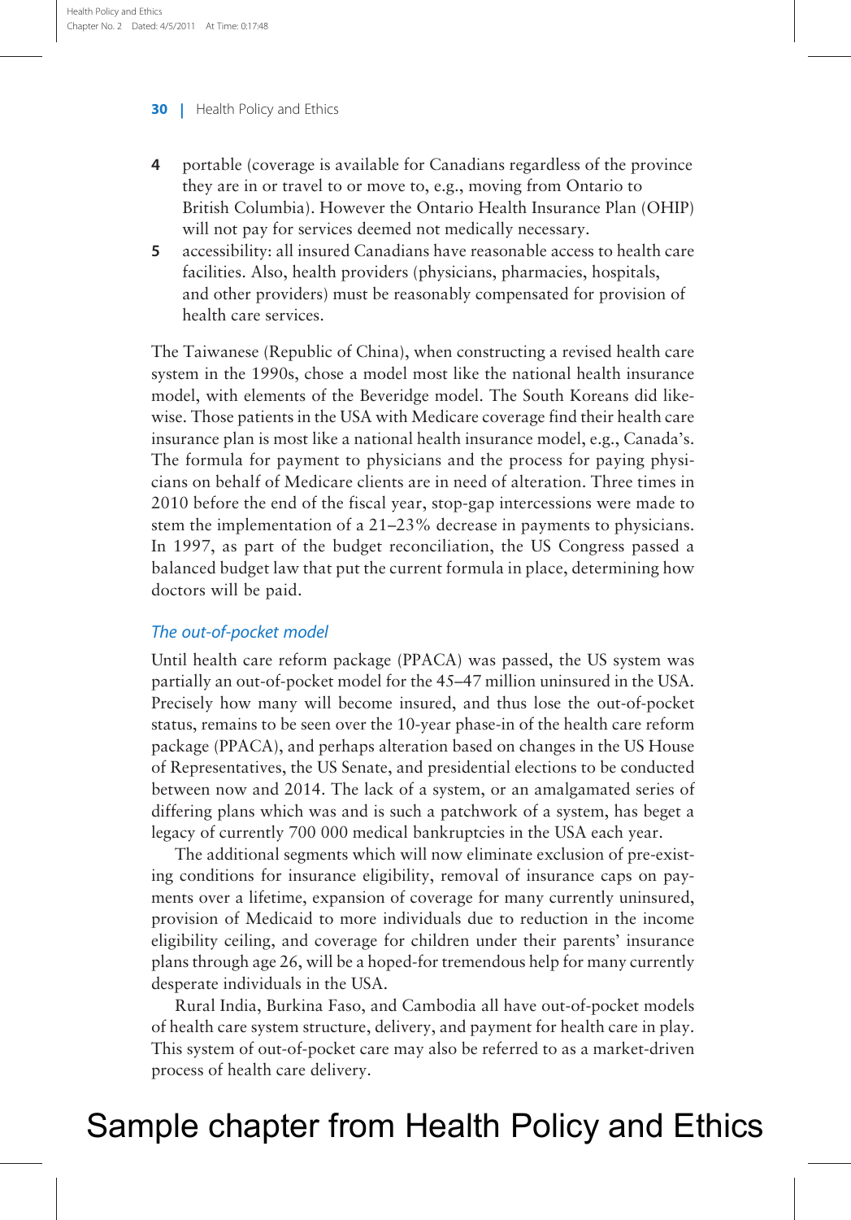4. portable (coverage is available for Canadians regardless of the province they are in or travel to or move to, e.g., moving from Ontario to British Columbia). However the Ontario Health Insurance Plan (OHIP) will not pay for services deemed not medically necessary.
5. accessibility: all insured Canadians have reasonable access to health care facilities. Also, health providers (physicians, pharmacies, hospitals, and other providers) must be reasonably compensated for provision of health care services.

The Taiwanese (Republic of China), when constructing a revised health care system in the 1990s, chose a model most like the national health insurance model, with elements of the Beveridge model. The South Koreans did likewise. Those patients in the USA with Medicare coverage find their health care insurance plan is most like a national health insurance model, e.g., Canada's. The formula for payment to physicians and the process for paying physicians on behalf of Medicare clients are in need of alteration. Three times in 2010 before the end of the fiscal year, stop-gap intercessions were made to stem the implementation of a 21–23% decrease in payments to physicians. In 1997, as part of the budget reconciliation, the US Congress passed a balanced budget law that put the current formula in place, determining how doctors will be paid.

### *The out-of-pocket model*

Until health care reform package (PPACA) was passed, the US system was partially an out-of-pocket model for the 45–47 million uninsured in the USA. Precisely how many will become insured, and thus lose the out-of-pocket status, remains to be seen over the 10-year phase-in of the health care reform package (PPACA), and perhaps alteration based on changes in the US House of Representatives, the US Senate, and presidential elections to be conducted between now and 2014. The lack of a system, or an amalgamated series of differing plans which was and is such a patchwork of a system, has beget a legacy of currently 700 000 medical bankruptcies in the USA each year.

The additional segments which will now eliminate exclusion of pre-existing conditions for insurance eligibility, removal of insurance caps on payments over a lifetime, expansion of coverage for many currently uninsured, provision of Medicaid to more individuals due to reduction in the income eligibility ceiling, and coverage for children under their parents' insurance plans through age 26, will be a hoped-for tremendous help for many currently desperate individuals in the USA.

Rural India, Burkina Faso, and Cambodia all have out-of-pocket models of health care system structure, delivery, and payment for health care in play. This system of out-of-pocket care may also be referred to as a market-driven process of health care delivery.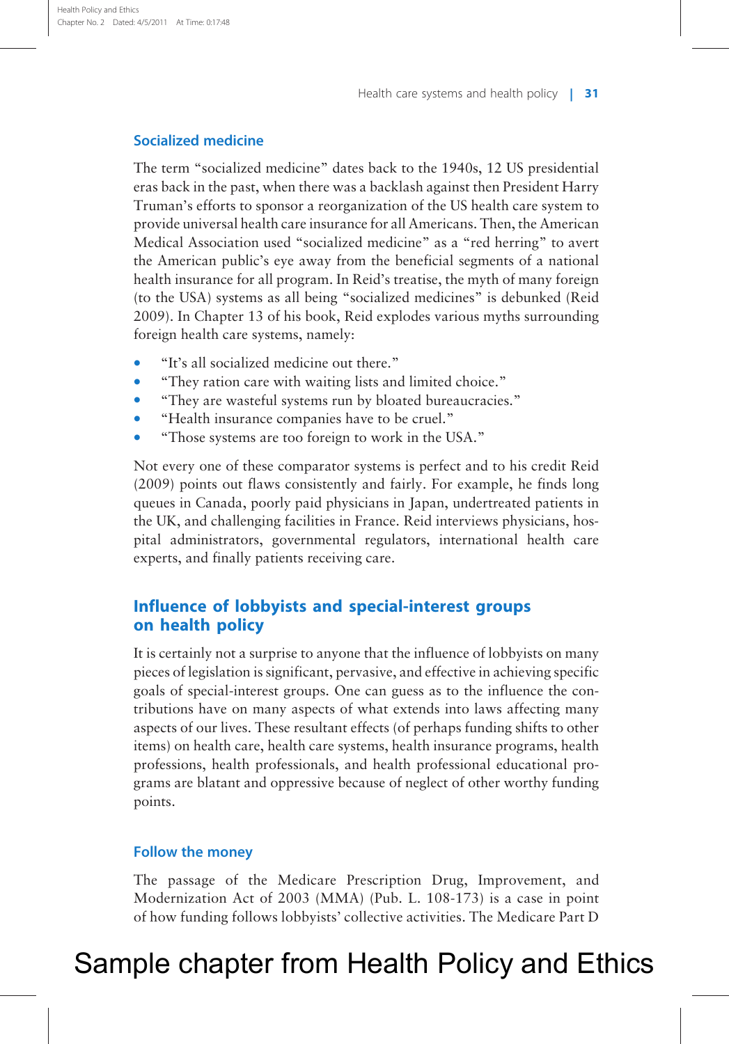### Socialized medicine

The term "socialized medicine" dates back to the 1940s, 12 US presidential eras back in the past, when there was a backlash against then President Harry Truman's efforts to sponsor a reorganization of the US health care system to provide universal health care insurance for all Americans. Then, the American Medical Association used "socialized medicine" as a "red herring" to avert the American public's eye away from the beneficial segments of a national health insurance for all program. In Reid's treatise, the myth of many foreign (to the USA) systems as all being "socialized medicines" is debunked (Reid 2009). In Chapter 13 of his book, Reid explodes various myths surrounding foreign health care systems, namely:

- "It's all socialized medicine out there."
- "They ration care with waiting lists and limited choice."
- "They are wasteful systems run by bloated bureaucracies."
- "Health insurance companies have to be cruel."
- "Those systems are too foreign to work in the USA."

Not every one of these comparator systems is perfect and to his credit Reid (2009) points out flaws consistently and fairly. For example, he finds long queues in Canada, poorly paid physicians in Japan, undertreated patients in the UK, and challenging facilities in France. Reid interviews physicians, hospital administrators, governmental regulators, international health care experts, and finally patients receiving care.

## Influence of lobbyists and special-interest groups on health policy

It is certainly not a surprise to anyone that the influence of lobbyists on many pieces of legislation is significant, pervasive, and effective in achieving specific goals of special-interest groups. One can guess as to the influence the contributions have on many aspects of what extends into laws affecting many aspects of our lives. These resultant effects (of perhaps funding shifts to other items) on health care, health care systems, health insurance programs, health professions, health professionals, and health professional educational programs are blatant and oppressive because of neglect of other worthy funding points.

### Follow the money

The passage of the Medicare Prescription Drug, Improvement, and Modernization Act of 2003 (MMA) (Pub. L. 108-173) is a case in point of how funding follows lobbyists' collective activities. The Medicare Part D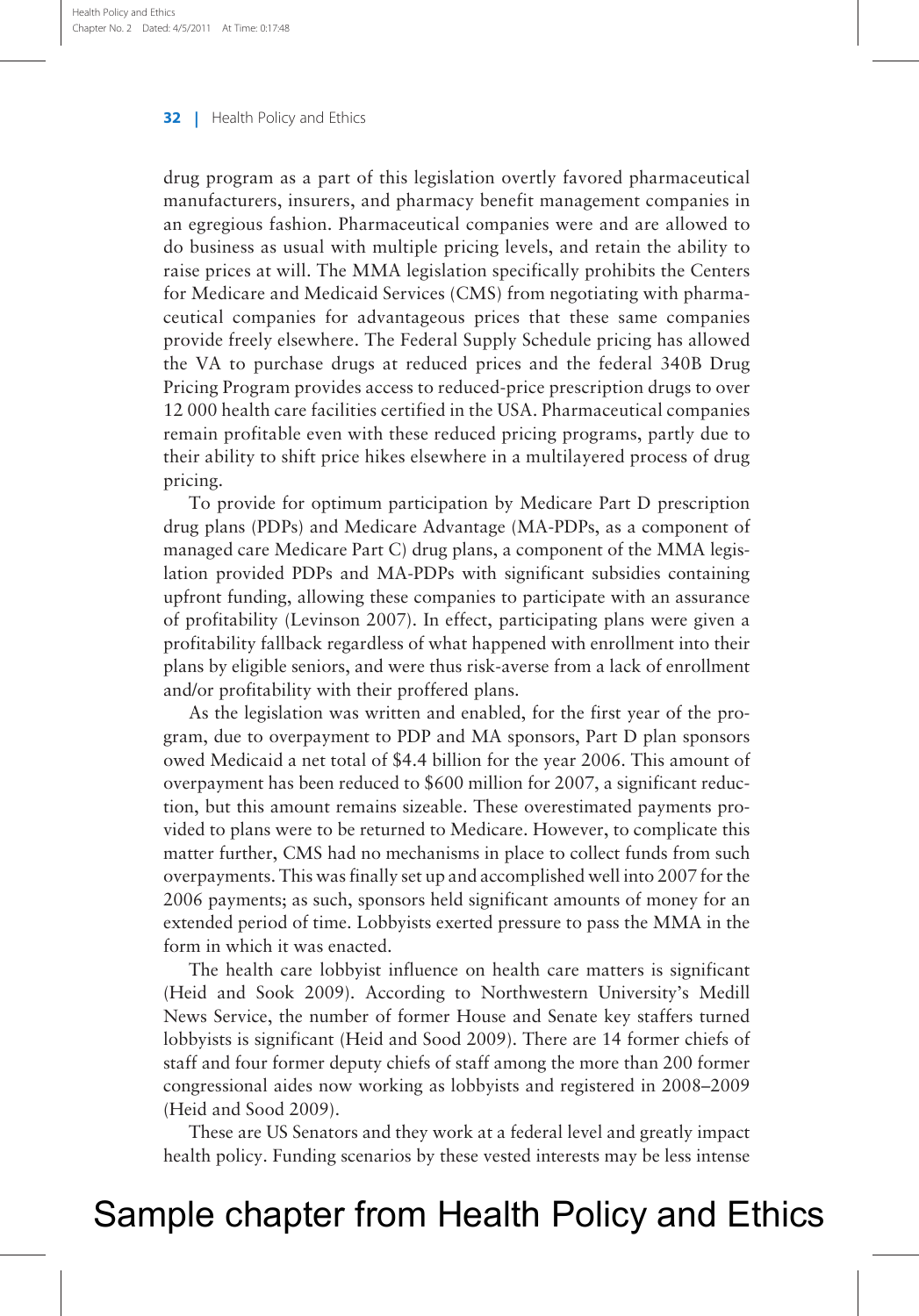drug program as a part of this legislation overtly favored pharmaceutical manufacturers, insurers, and pharmacy benefit management companies in an egregious fashion. Pharmaceutical companies were and are allowed to do business as usual with multiple pricing levels, and retain the ability to raise prices at will. The MMA legislation specifically prohibits the Centers for Medicare and Medicaid Services (CMS) from negotiating with pharmaceutical companies for advantageous prices that these same companies provide freely elsewhere. The Federal Supply Schedule pricing has allowed the VA to purchase drugs at reduced prices and the federal 340B Drug Pricing Program provides access to reduced-price prescription drugs to over 12 000 health care facilities certified in the USA. Pharmaceutical companies remain profitable even with these reduced pricing programs, partly due to their ability to shift price hikes elsewhere in a multilayered process of drug pricing.

To provide for optimum participation by Medicare Part D prescription drug plans (PDPs) and Medicare Advantage (MA-PDPs, as a component of managed care Medicare Part C) drug plans, a component of the MMA legislation provided PDPs and MA-PDPs with significant subsidies containing upfront funding, allowing these companies to participate with an assurance of profitability (Levinson 2007). In effect, participating plans were given a profitability fallback regardless of what happened with enrollment into their plans by eligible seniors, and were thus risk-averse from a lack of enrollment and/or profitability with their proffered plans.

As the legislation was written and enabled, for the first year of the program, due to overpayment to PDP and MA sponsors, Part D plan sponsors owed Medicaid a net total of \$4.4 billion for the year 2006. This amount of overpayment has been reduced to \$600 million for 2007, a significant reduction, but this amount remains sizeable. These overestimated payments provided to plans were to be returned to Medicare. However, to complicate this matter further, CMS had no mechanisms in place to collect funds from such overpayments. This was finally set up and accomplished well into 2007 for the 2006 payments; as such, sponsors held significant amounts of money for an extended period of time. Lobbyists exerted pressure to pass the MMA in the form in which it was enacted.

The health care lobbyist influence on health care matters is significant (Heid and Sook 2009). According to Northwestern University's Medill News Service, the number of former House and Senate key staffers turned lobbyists is significant (Heid and Sood 2009). There are 14 former chiefs of staff and four former deputy chiefs of staff among the more than 200 former congressional aides now working as lobbyists and registered in 2008–2009 (Heid and Sood 2009).

These are US Senators and they work at a federal level and greatly impact health policy. Funding scenarios by these vested interests may be less intense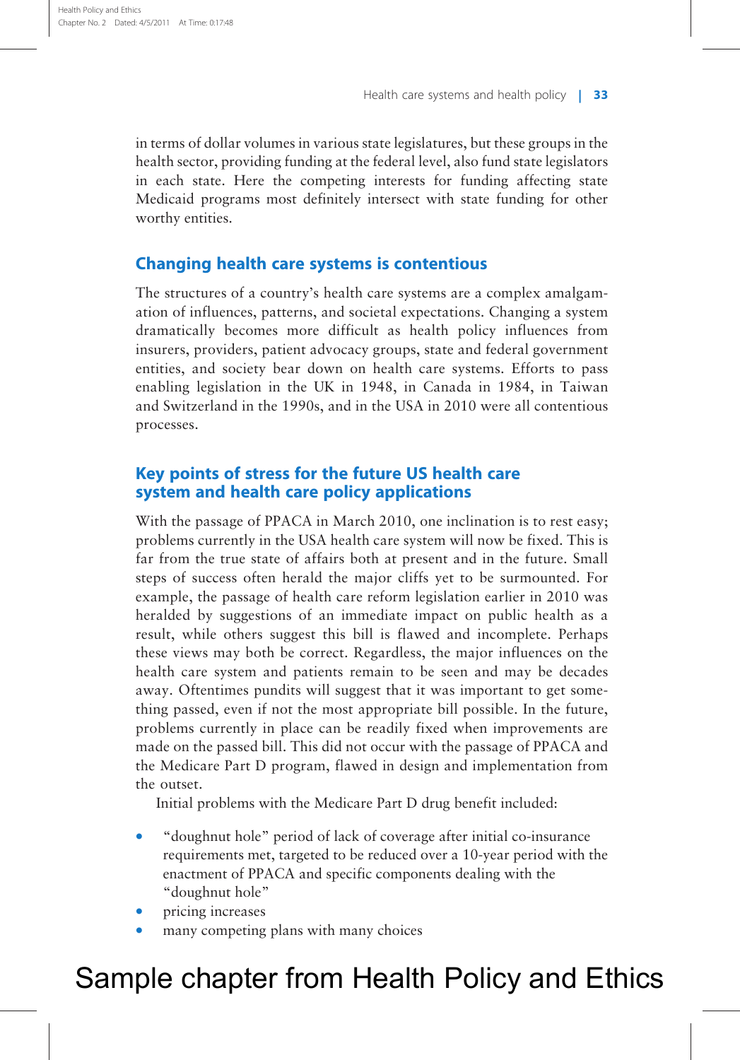in terms of dollar volumes in various state legislatures, but these groups in the health sector, providing funding at the federal level, also fund state legislators in each state. Here the competing interests for funding affecting state Medicaid programs most definitely intersect with state funding for other worthy entities.

## Changing health care systems is contentious

The structures of a country's health care systems are a complex amalgamation of influences, patterns, and societal expectations. Changing a system dramatically becomes more difficult as health policy influences from insurers, providers, patient advocacy groups, state and federal government entities, and society bear down on health care systems. Efforts to pass enabling legislation in the UK in 1948, in Canada in 1984, in Taiwan and Switzerland in the 1990s, and in the USA in 2010 were all contentious processes.

## Key points of stress for the future US health care system and health care policy applications

With the passage of PPACA in March 2010, one inclination is to rest easy; problems currently in the USA health care system will now be fixed. This is far from the true state of affairs both at present and in the future. Small steps of success often herald the major cliffs yet to be surmounted. For example, the passage of health care reform legislation earlier in 2010 was heralded by suggestions of an immediate impact on public health as a result, while others suggest this bill is flawed and incomplete. Perhaps these views may both be correct. Regardless, the major influences on the health care system and patients remain to be seen and may be decades away. Oftentimes pundits will suggest that it was important to get something passed, even if not the most appropriate bill possible. In the future, problems currently in place can be readily fixed when improvements are made on the passed bill. This did not occur with the passage of PPACA and the Medicare Part D program, flawed in design and implementation from the outset.

Initial problems with the Medicare Part D drug benefit included:

- "doughnut hole" period of lack of coverage after initial co-insurance requirements met, targeted to be reduced over a 10-year period with the enactment of PPACA and specific components dealing with the "doughnut hole"
- pricing increases
- many competing plans with many choices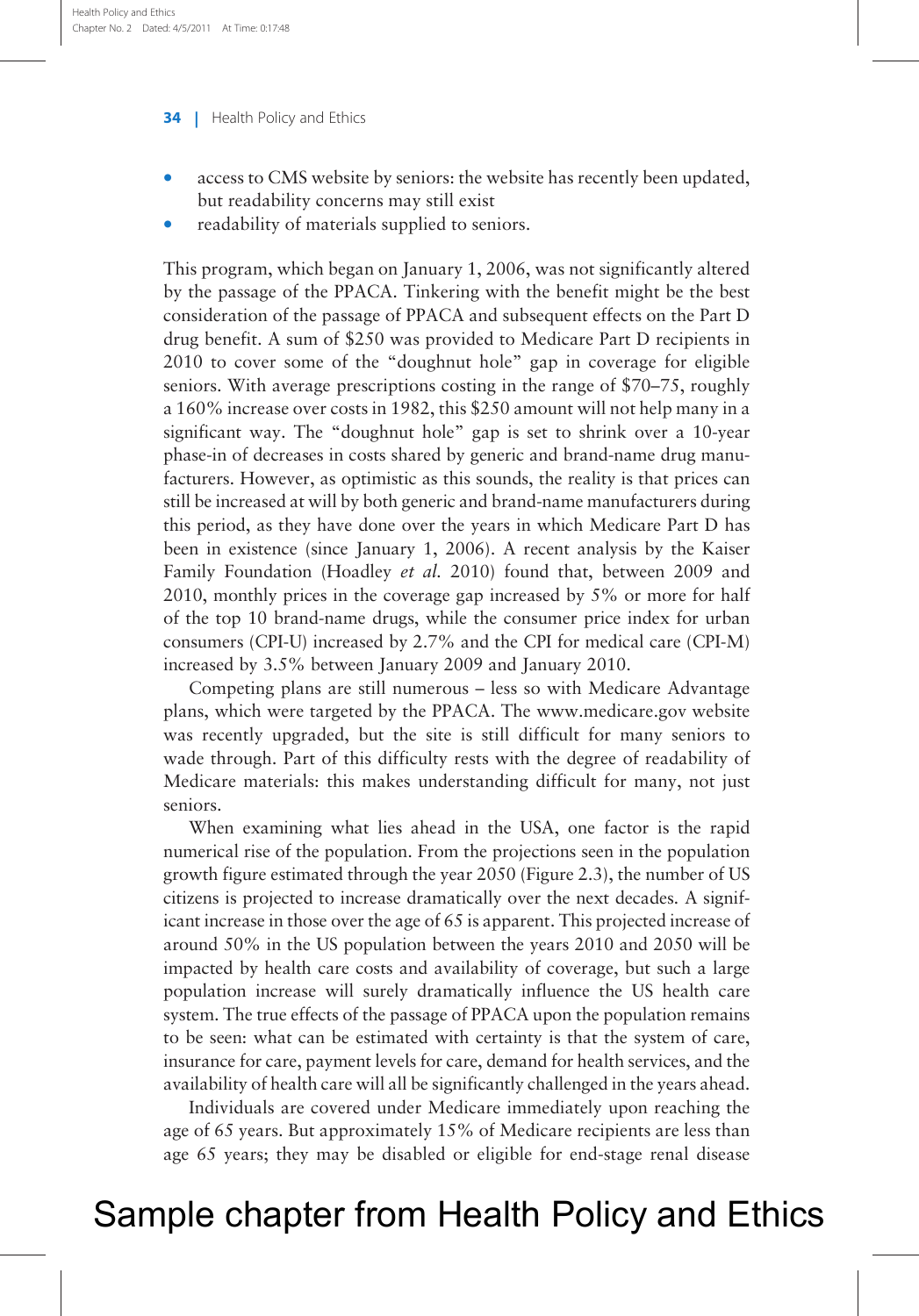- access to CMS website by seniors: the website has recently been updated, but readability concerns may still exist
- readability of materials supplied to seniors.

This program, which began on January 1, 2006, was not significantly altered by the passage of the PPACA. Tinkering with the benefit might be the best consideration of the passage of PPACA and subsequent effects on the Part D drug benefit. A sum of $250 was provided to Medicare Part D recipients in 2010 to cover some of the "doughnut hole" gap in coverage for eligible seniors. With average prescriptions costing in the range of $70–75, roughly a 160% increase over costs in 1982, this $250 amount will not help many in a significant way. The "doughnut hole" gap is set to shrink over a 10-year phase-in of decreases in costs shared by generic and brand-name drug manufacturers. However, as optimistic as this sounds, the reality is that prices can still be increased at will by both generic and brand-name manufacturers during this period, as they have done over the years in which Medicare Part D has been in existence (since January 1, 2006). A recent analysis by the Kaiser Family Foundation (Hoadley *et al.* 2010) found that, between 2009 and 2010, monthly prices in the coverage gap increased by 5% or more for half of the top 10 brand-name drugs, while the consumer price index for urban consumers (CPI-U) increased by 2.7% and the CPI for medical care (CPI-M) increased by 3.5% between January 2009 and January 2010.

Competing plans are still numerous – less so with Medicare Advantage plans, which were targeted by the PPACA. The www.medicare.gov website was recently upgraded, but the site is still difficult for many seniors to wade through. Part of this difficulty rests with the degree of readability of Medicare materials: this makes understanding difficult for many, not just seniors.

When examining what lies ahead in the USA, one factor is the rapid numerical rise of the population. From the projections seen in the population growth figure estimated through the year 2050 (Figure 2.3), the number of US citizens is projected to increase dramatically over the next decades. A significant increase in those over the age of 65 is apparent. This projected increase of around 50% in the US population between the years 2010 and 2050 will be impacted by health care costs and availability of coverage, but such a large population increase will surely dramatically influence the US health care system. The true effects of the passage of PPACA upon the population remains to be seen: what can be estimated with certainty is that the system of care, insurance for care, payment levels for care, demand for health services, and the availability of health care will all be significantly challenged in the years ahead.

Individuals are covered under Medicare immediately upon reaching the age of 65 years. But approximately 15% of Medicare recipients are less than age 65 years; they may be disabled or eligible for end-stage renal disease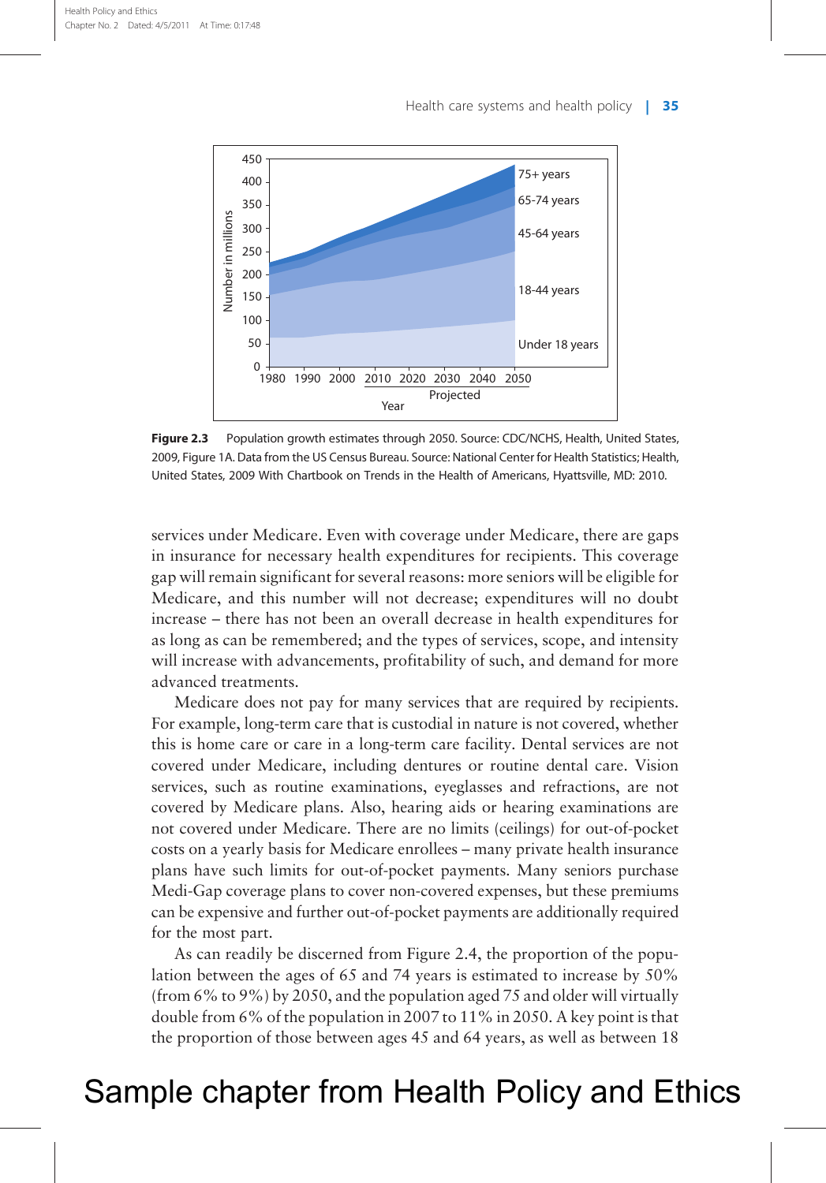Figure 2.3 Population growth estimates through 2050. Source: CDC/NCHS, Health, United States, 2009, Figure 1A. Data from the US Census Bureau. Source: National Center for Health Statistics; Health, United States, 2009 With Chartbook on Trends in the Health of Americans, Hyattsville, MD: 2010.

services under Medicare. Even with coverage under Medicare, there are gaps in insurance for necessary health expenditures for recipients. This coverage gap will remain significant for several reasons: more seniors will be eligible for Medicare, and this number will not decrease; expenditures will no doubt increase – there has not been an overall decrease in health expenditures for as long as can be remembered; and the types of services, scope, and intensity will increase with advancements, profitability of such, and demand for more advanced treatments.

Medicare does not pay for many services that are required by recipients. For example, long-term care that is custodial in nature is not covered, whether this is home care or care in a long-term care facility. Dental services are not covered under Medicare, including dentures or routine dental care. Vision services, such as routine examinations, eyeglasses and refractions, are not covered by Medicare plans. Also, hearing aids or hearing examinations are not covered under Medicare. There are no limits (ceilings) for out-of-pocket costs on a yearly basis for Medicare enrollees – many private health insurance plans have such limits for out-of-pocket payments. Many seniors purchase Medi-Gap coverage plans to cover non-covered expenses, but these premiums can be expensive and further out-of-pocket payments are additionally required for the most part.

As can readily be discerned from Figure 2.4, the proportion of the population between the ages of 65 and 74 years is estimated to increase by 50% (from 6% to 9%) by 2050, and the population aged 75 and older will virtually double from 6% of the population in 2007 to 11% in 2050. A key point is that the proportion of those between ages 45 and 64 years, as well as between 18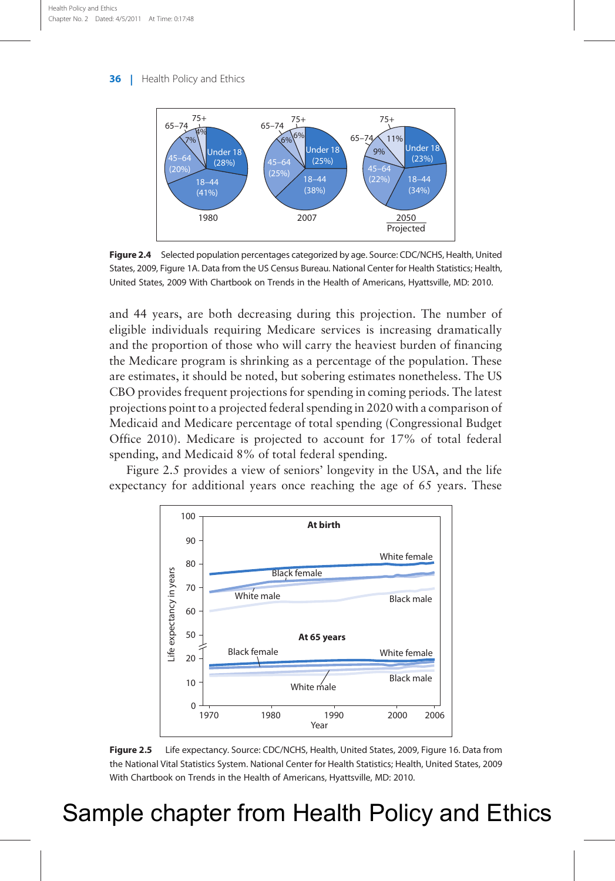Figure 2.4 Selected population percentages categorized by age. Source: CDC/NCHS, Health, United States, 2009, Figure 1A. Data from the US Census Bureau. National Center for Health Statistics; Health, United States, 2009 With Chartbook on Trends in the Health of Americans, Hyattsville, MD: 2010.

and 44 years, are both decreasing during this projection. The number of eligible individuals requiring Medicare services is increasing dramatically and the proportion of those who will carry the heaviest burden of financing the Medicare program is shrinking as a percentage of the population. These are estimates, it should be noted, but sobering estimates nonetheless. The US CBO provides frequent projections for spending in coming periods. The latest projections point to a projected federal spending in 2020 with a comparison of Medicaid and Medicare percentage of total spending (Congressional Budget Office 2010). Medicare is projected to account for 17% of total federal spending, and Medicaid 8% of total federal spending.

Figure 2.5 provides a view of seniors' longevity in the USA, and the life expectancy for additional years once reaching the age of 65 years. These

Figure 2.5 Life expectancy. Source: CDC/NCHS, Health, United States, 2009, Figure 16. Data from the National Vital Statistics System. National Center for Health Statistics; Health, United States, 2009 With Chartbook on Trends in the Health of Americans, Hyattsville, MD: 2010.

Sample chapter from Health Policy and Ethics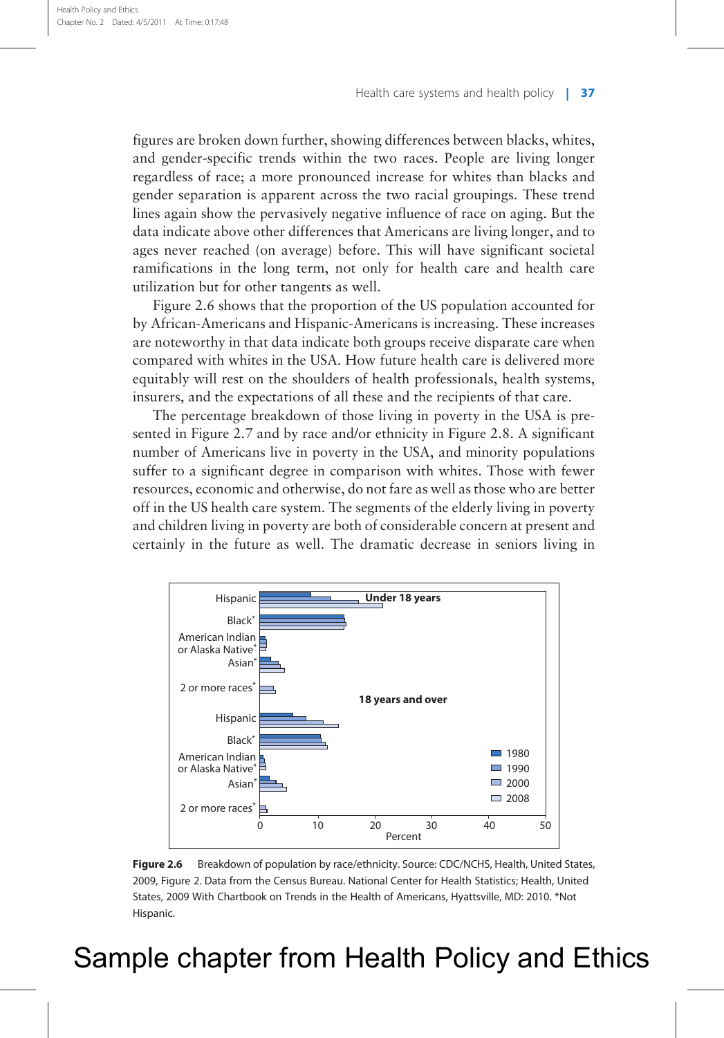figures are broken down further, showing differences between blacks, whites, and gender-specific trends within the two races. People are living longer regardless of race; a more pronounced increase for whites than blacks and gender separation is apparent across the two racial groupings. These trend lines again show the pervasively negative influence of race on aging. But the data indicate above other differences that Americans are living longer, and to ages never reached (on average) before. This will have significant societal ramifications in the long term, not only for health care and health care utilization but for other tangents as well.

Figure 2.6 shows that the proportion of the US population accounted for by African-Americans and Hispanic-Americans is increasing. These increases are noteworthy in that data indicate both groups receive disparate care when compared with whites in the USA. How future health care is delivered more equitably will rest on the shoulders of health professionals, health systems, insurers, and the expectations of all these and the recipients of that care.

The percentage breakdown of those living in poverty in the USA is presented in Figure 2.7 and by race and/or ethnicity in Figure 2.8. A significant number of Americans live in poverty in the USA, and minority populations suffer to a significant degree in comparison with whites. Those with fewer resources, economic and otherwise, do not fare as well as those who are better off in the US health care system. The segments of the elderly living in poverty and children living in poverty are both of considerable concern at present and certainly in the future as well. The dramatic decrease in seniors living in

**Figure 2.6** Breakdown of population by race/ethnicity. Source: CDC/NCHS, Health, United States, 2009, Figure 2. Data from the Census Bureau. National Center for Health Statistics; Health, United States, 2009 With Chartbook on Trends in the Health of Americans, Hyattsville, MD: 2010. *Not Hispanic.

Sample chapter from Health Policy and Ethics